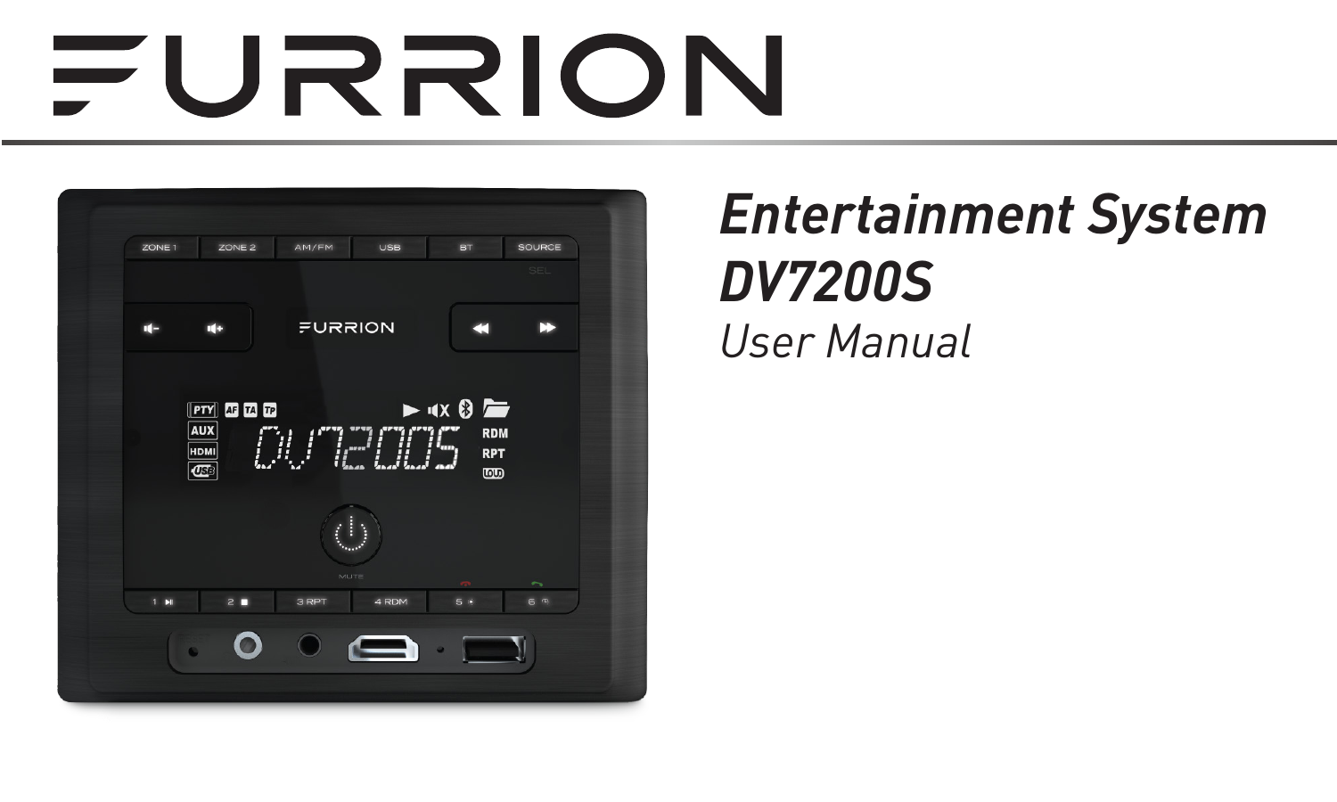# FURRION

## Entertainment System DV7200S

*User Manual*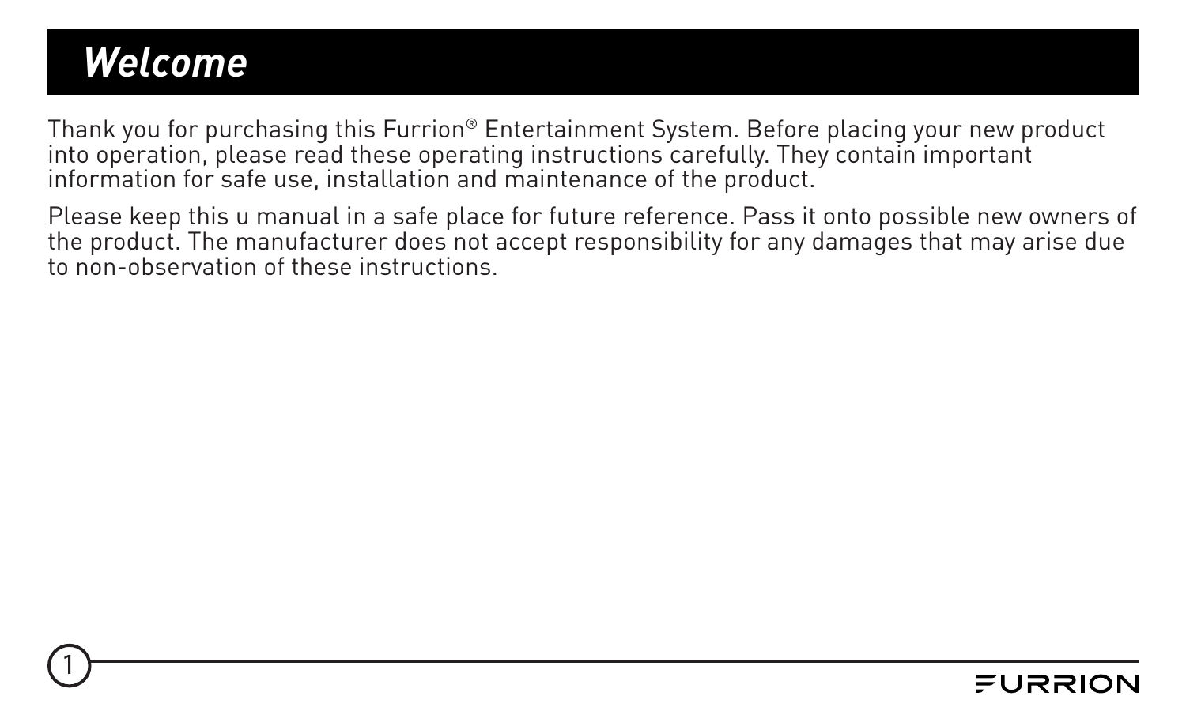# *Welcome*

Thank you for purchasing this Furrion® Entertainment System. Before placing your new product into operation, please read these operating instructions carefully. They contain important information for safe use, installation and maintenance of the product.

Please keep this u manual in a safe place for future reference. Pass it onto possible new owners of the product. The manufacturer does not accept responsibility for any damages that may arise due to non-observation of these instructions.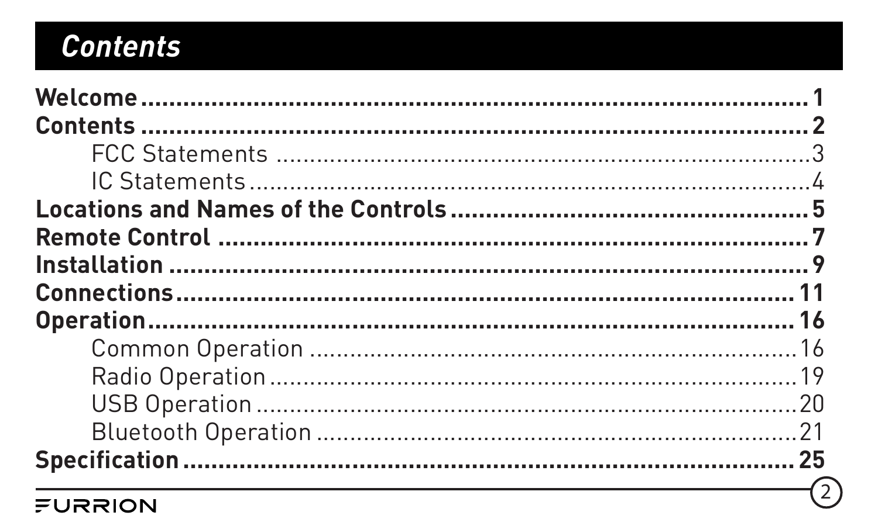# *Contents*

**Welcome** .......................................................................... **1**
**Contents** .......................................................................... **2**
    FCC Statements .......................................................... 3
    IC Statements .............................................................. 4
**Locations and Names of the Controls** ................................. **5**
**Remote Control** .................................................................. **7**
**Installation** ......................................................................... **9**
**Connections** ....................................................................... **11**
**Operation** ........................................................................... **16**
    Common Operation ....................................................... 16
    Radio Operation ............................................................ 19
    USB Operation ............................................................... 20
    Bluetooth Operation ...................................................... 21
**Specification** ....................................................................... **25**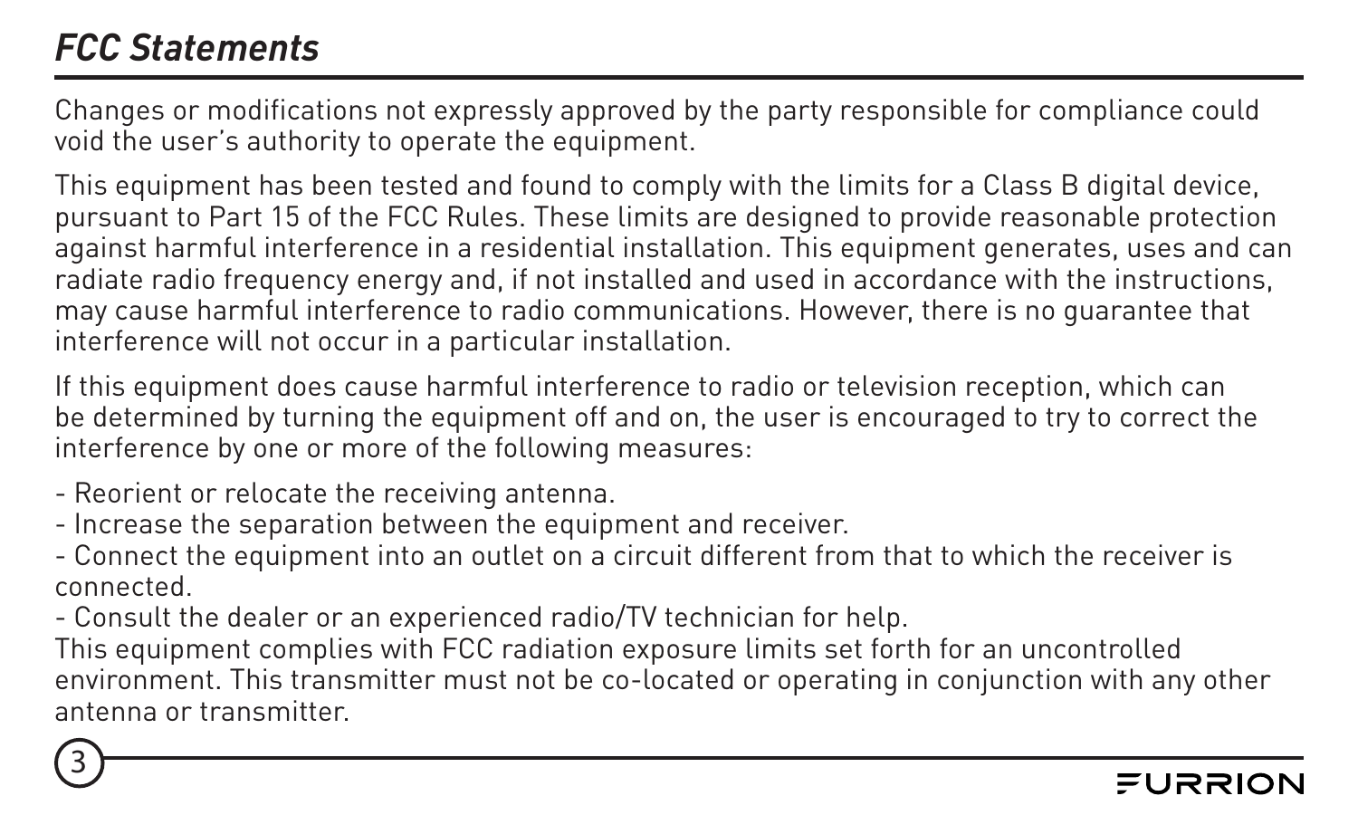## *FCC Statements*

Changes or modifications not expressly approved by the party responsible for compliance could void the user's authority to operate the equipment.

This equipment has been tested and found to comply with the limits for a Class B digital device, pursuant to Part 15 of the FCC Rules. These limits are designed to provide reasonable protection against harmful interference in a residential installation. This equipment generates, uses and can radiate radio frequency energy and, if not installed and used in accordance with the instructions, may cause harmful interference to radio communications. However, there is no guarantee that interference will not occur in a particular installation.

If this equipment does cause harmful interference to radio or television reception, which can be determined by turning the equipment off and on, the user is encouraged to try to correct the interference by one or more of the following measures:

- Reorient or relocate the receiving antenna.
- Increase the separation between the equipment and receiver.
- Connect the equipment into an outlet on a circuit different from that to which the receiver is connected.
- Consult the dealer or an experienced radio/TV technician for help.

This equipment complies with FCC radiation exposure limits set forth for an uncontrolled environment. This transmitter must not be co-located or operating in conjunction with any other antenna or transmitter.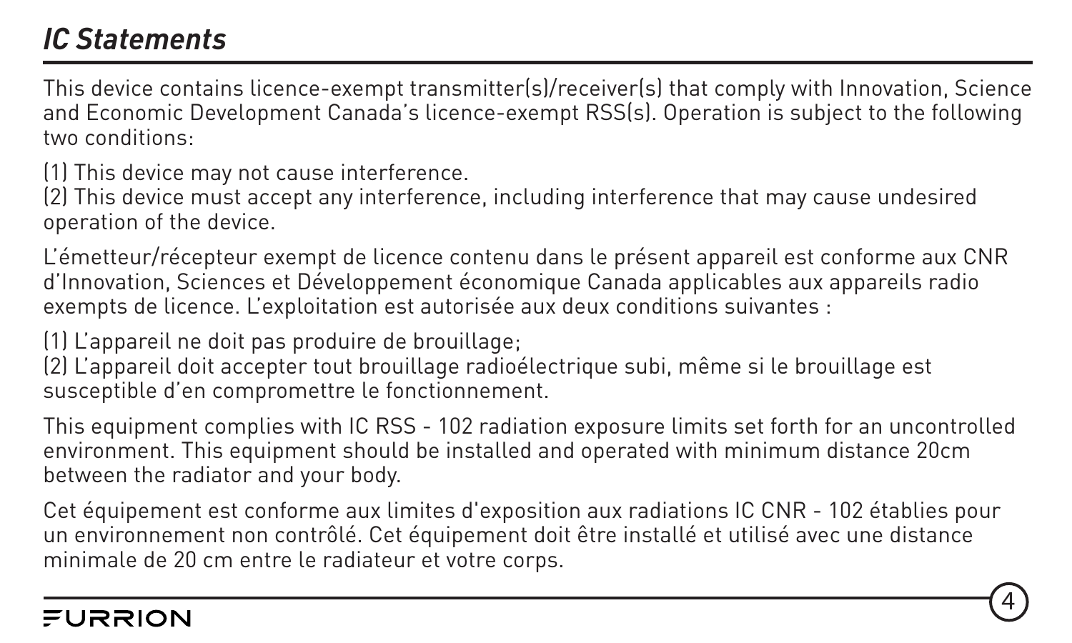## *IC Statements*

This device contains licence-exempt transmitter(s)/receiver(s) that comply with Innovation, Science and Economic Development Canada's licence-exempt RSS(s). Operation is subject to the following two conditions:

(1) This device may not cause interference.
(2) This device must accept any interference, including interference that may cause undesired operation of the device.

L'émetteur/récepteur exempt de licence contenu dans le présent appareil est conforme aux CNR d'Innovation, Sciences et Développement économique Canada applicables aux appareils radio exempts de licence. L'exploitation est autorisée aux deux conditions suivantes :

(1) L'appareil ne doit pas produire de brouillage;
(2) L'appareil doit accepter tout brouillage radioélectrique subi, même si le brouillage est susceptible d'en compromettre le fonctionnement.

This equipment complies with IC RSS - 102 radiation exposure limits set forth for an uncontrolled environment. This equipment should be installed and operated with minimum distance 20cm between the radiator and your body.

Cet équipement est conforme aux limites d'exposition aux radiations IC CNR - 102 établies pour un environnement non contrôlé. Cet équipement doit être installé et utilisé avec une distance minimale de 20 cm entre le radiateur et votre corps.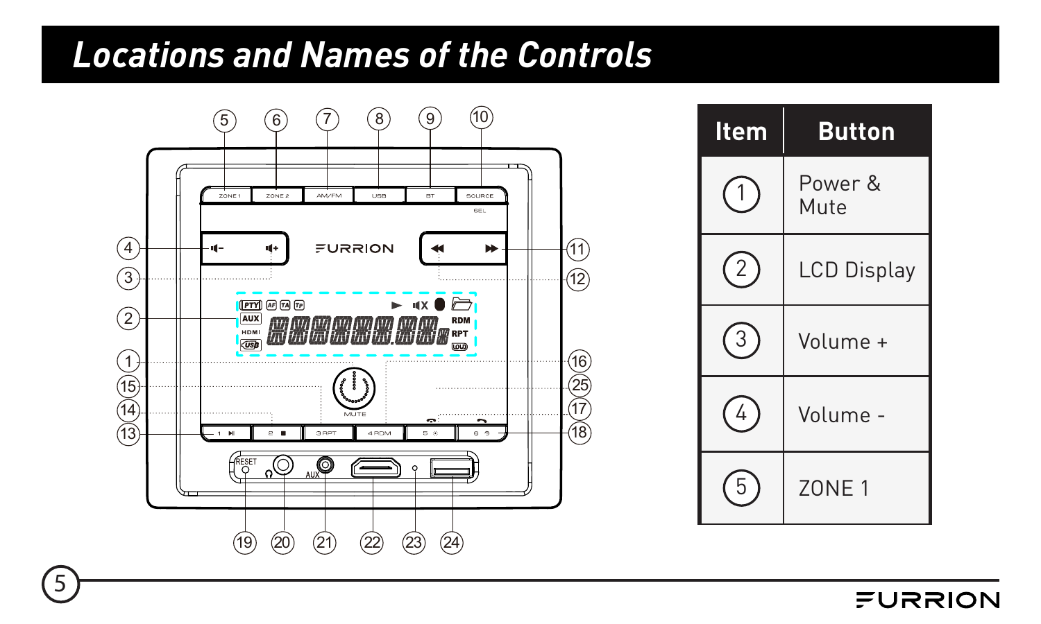# Locations and Names of the Controls

| Item | Button |
|---|---|
| 1 | Power & Mute |
| 2 | LCD Display |
| 3 | Volume + |
| 4 | Volume - |
| 5 | ZONE 1 |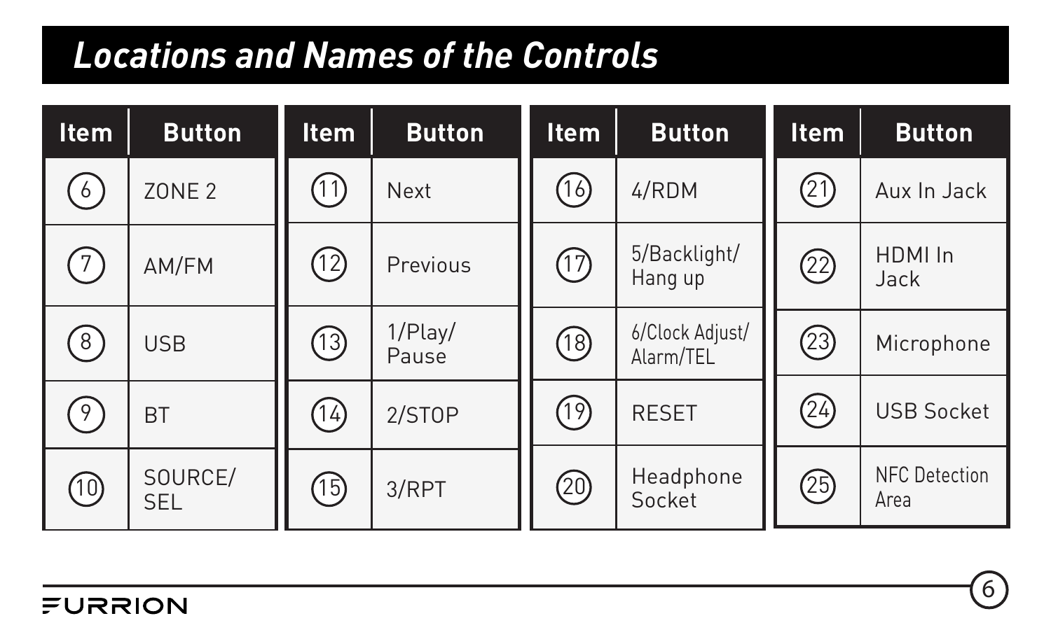# Locations and Names of the Controls

| Item | Button |
|---|---|
| 6 | ZONE 2 |
| 7 | AM/FM |
| 8 | USB |
| 9 | BT |
| 10 | SOURCE/ SEL |

| Item | Button |
|---|---|
| 11 | Next |
| 12 | Previous |
| 13 | 1/Play/ Pause |
| 14 | 2/STOP |
| 15 | 3/RPT |

| Item | Button |
|---|---|
| 16 | 4/RDM |
| 17 | 5/Backlight/ Hang up |
| 18 | 6/Clock Adjust/ Alarm/TEL |
| 19 | RESET |
| 20 | Headphone Socket |

| Item | Button |
|---|---|
| 21 | Aux In Jack |
| 22 | HDMI In Jack |
| 23 | Microphone |
| 24 | USB Socket |
| 25 | NFC Detection Area |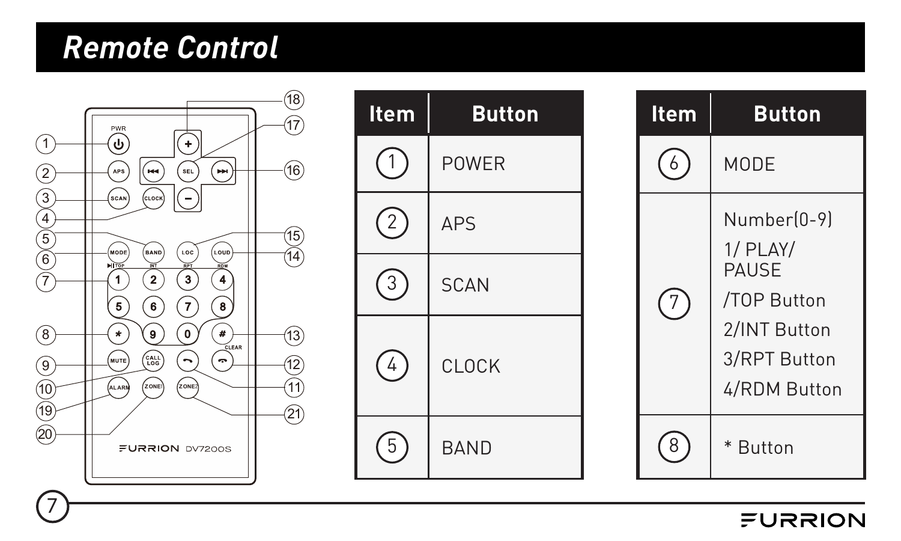# Remote Control

| Item | Button |
|---|---|
| 1 | POWER |
| 2 | APS |
| 3 | SCAN |
| 4 | CLOCK |
| 5 | BAND |

| Item | Button |
|---|---|
| 6 | MODE |
| 7 | Number(0-9)<br>1/ PLAY/ PAUSE<br>/TOP Button<br>2/INT Button<br>3/RPT Button<br>4/RDM Button |
| 8 | * Button |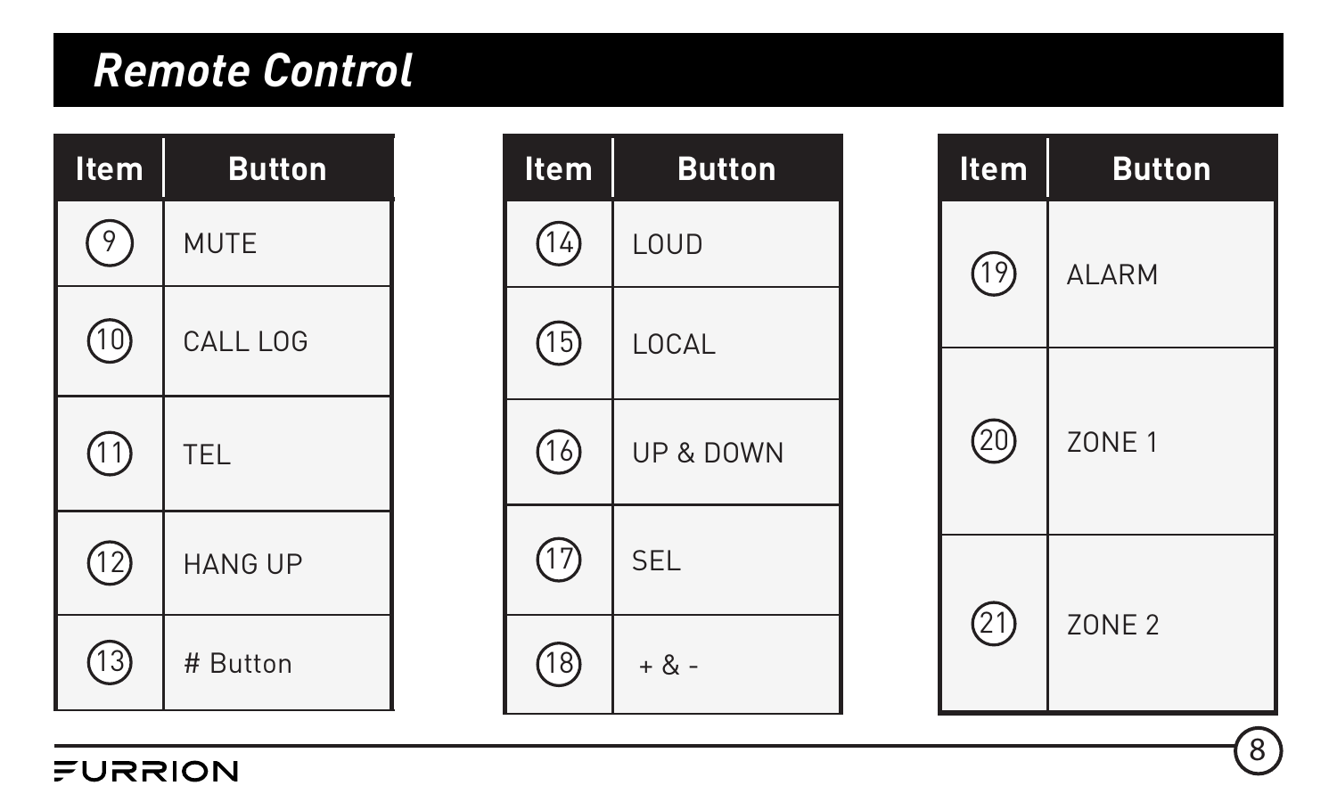## Remote Control

| Item | Button |
| --- | --- |
| 9 | MUTE |
| 10 | CALL LOG |
| 11 | TEL |
| 12 | HANG UP |
| 13 | # Button |

| Item | Button |
| --- | --- |
| 14 | LOUD |
| 15 | LOCAL |
| 16 | UP & DOWN |
| 17 | SEL |
| 18 | + & - |

| Item | Button |
| --- | --- |
| 19 | ALARM |
| 20 | ZONE 1 |
| 21 | ZONE 2 |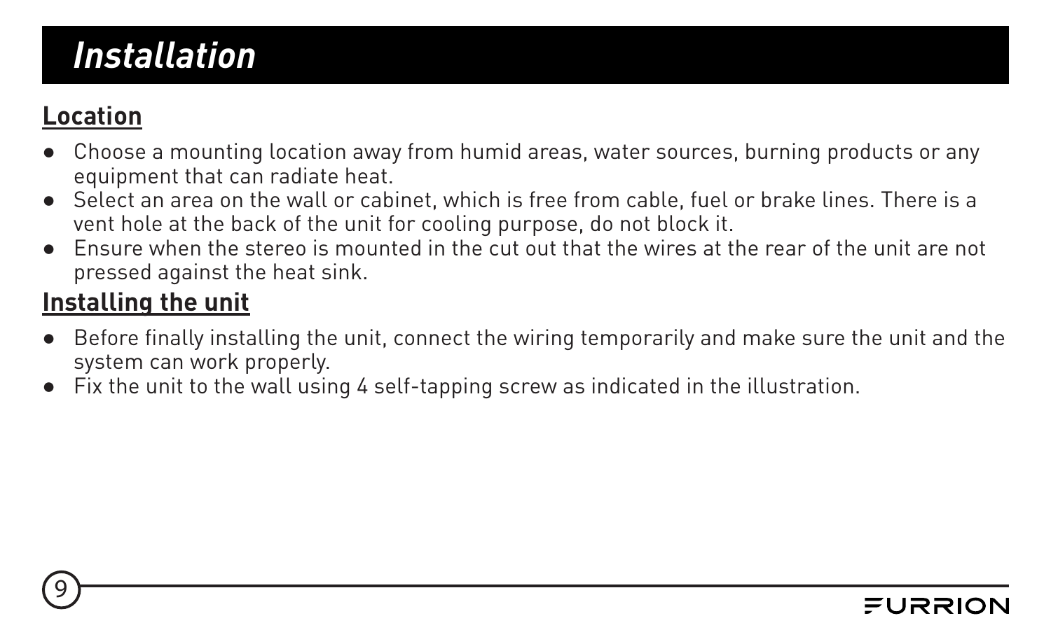# *Installation*

## Location

- Choose a mounting location away from humid areas, water sources, burning products or any equipment that can radiate heat.
- Select an area on the wall or cabinet, which is free from cable, fuel or brake lines. There is a vent hole at the back of the unit for cooling purpose, do not block it.
- Ensure when the stereo is mounted in the cut out that the wires at the rear of the unit are not pressed against the heat sink.

## Installing the unit

- Before finally installing the unit, connect the wiring temporarily and make sure the unit and the system can work properly.
- Fix the unit to the wall using 4 self-tapping screw as indicated in the illustration.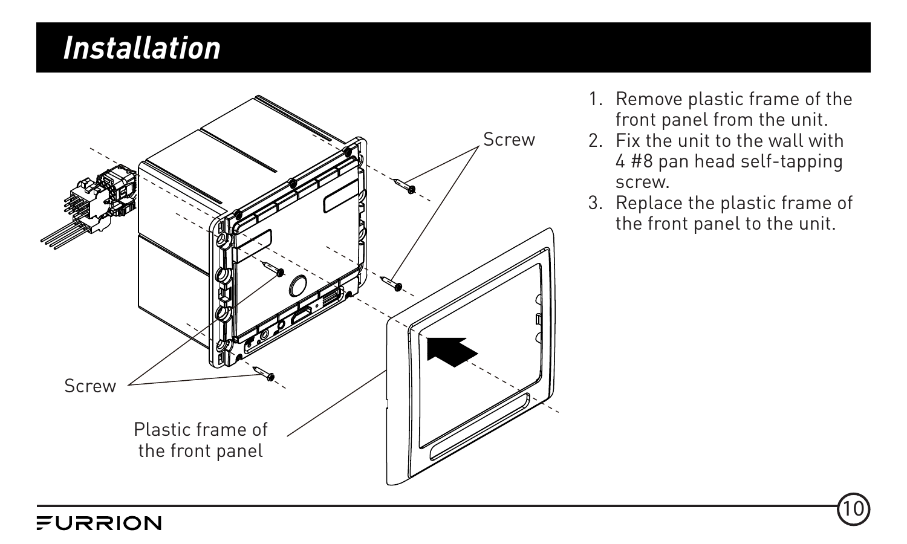# Installation

Screw

Screw

Plastic frame of the front panel

1. Remove plastic frame of the front panel from the unit.
2. Fix the unit to the wall with 4 #8 pan head self-tapping screw.
3. Replace the plastic frame of the front panel to the unit.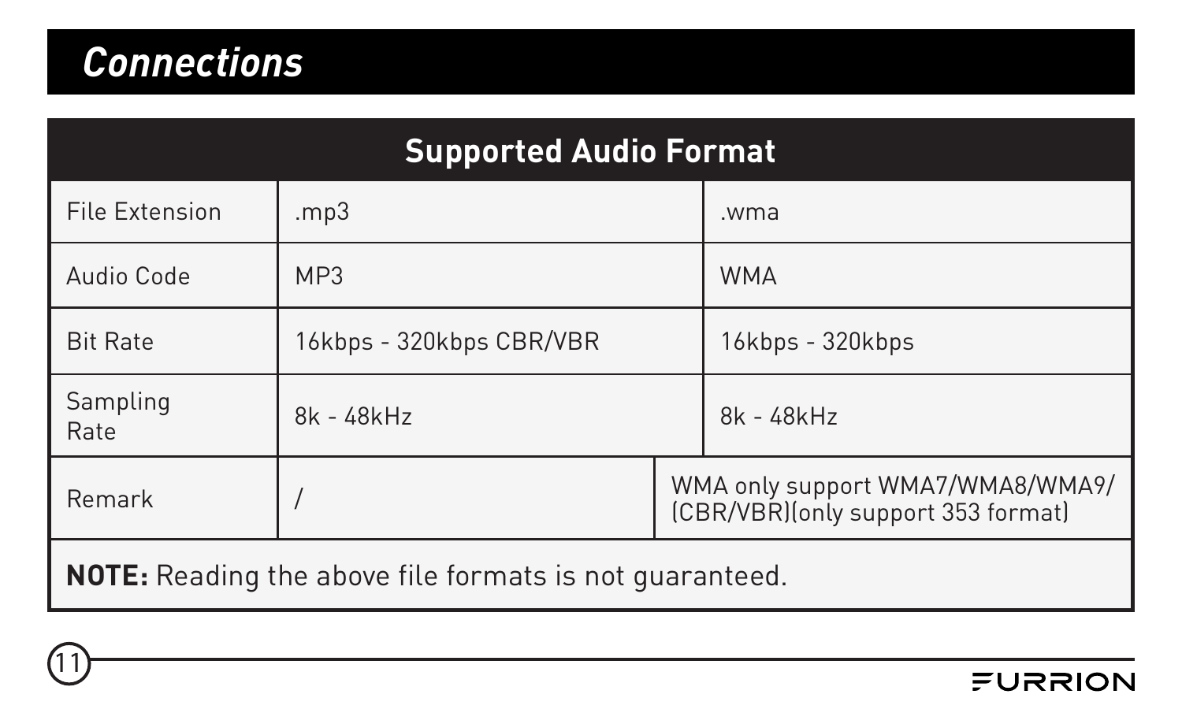# Connections

| Supported Audio Format | | |
|---|---|---|
| File Extension | .mp3 | .wma |
| Audio Code | MP3 | WMA |
| Bit Rate | 16kbps - 320kbps CBR/VBR | 16kbps - 320kbps |
| Sampling Rate | 8k - 48kHz | 8k - 48kHz |
| Remark | / | WMA only support WMA7/WMA8/WMA9/ (CBR/VBR)(only support 353 format) |

**NOTE:** Reading the above file formats is not guaranteed.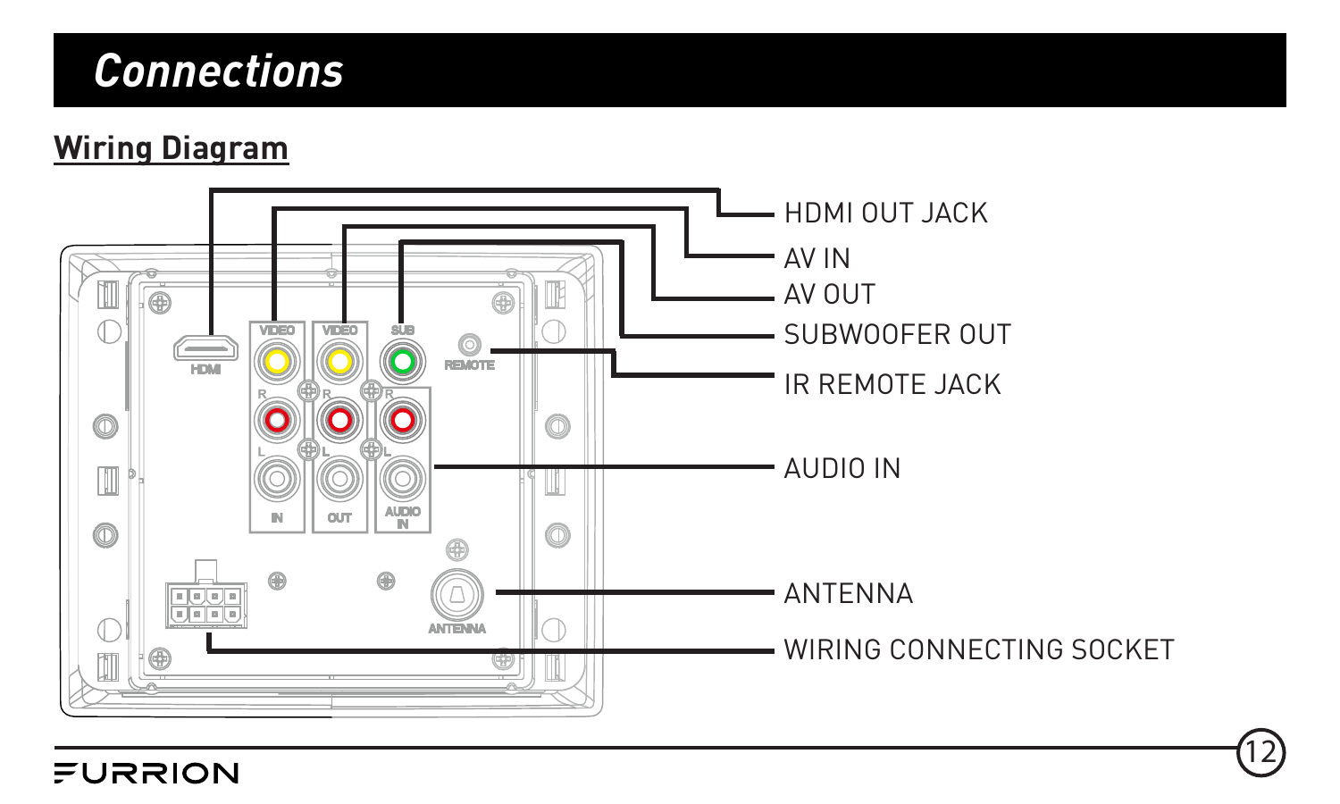# Connections

## Wiring Diagram

HDMI OUT JACK

AV IN

AV OUT

SUBWOOFER OUT

IR REMOTE JACK

AUDIO IN

ANTENNA

WIRING CONNECTING SOCKET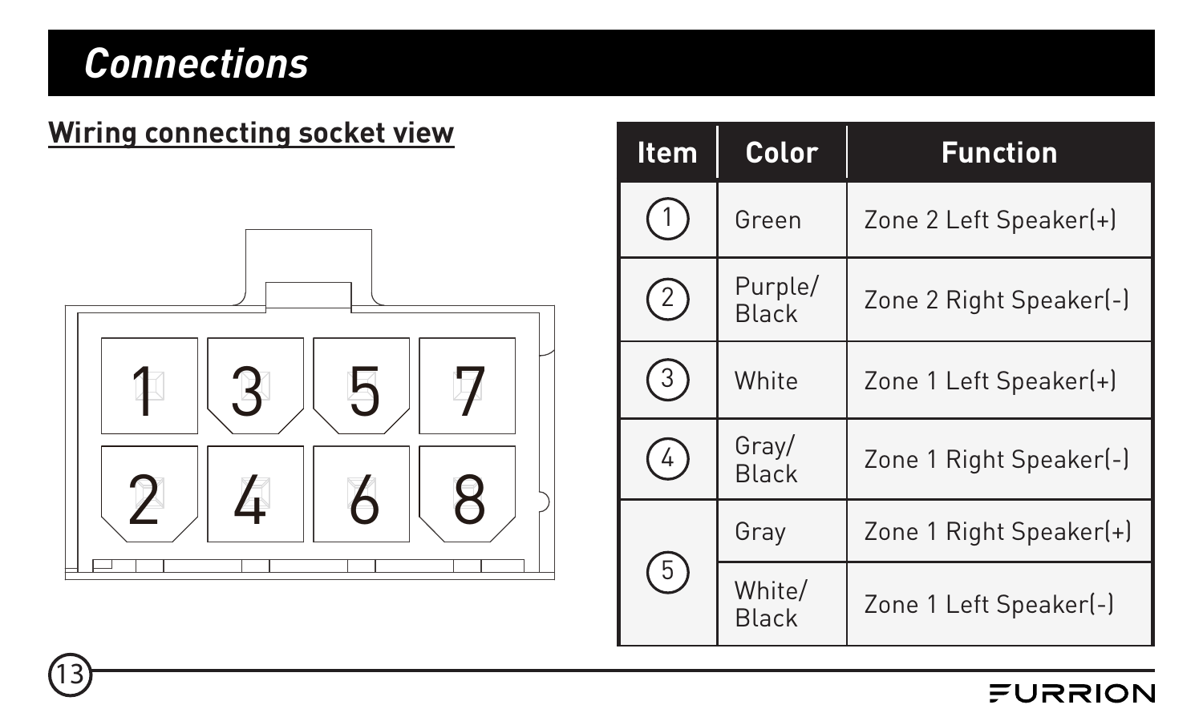# Connections

## Wiring connecting socket view

| Item | Color | Function |
|---|---|---|
| ① | Green | Zone 2 Left Speaker(+) |
| ② | Purple/ Black | Zone 2 Right Speaker(-) |
| ③ | White | Zone 1 Left Speaker(+) |
| ④ | Gray/ Black | Zone 1 Right Speaker(-) |
| ⑤ | Gray | Zone 1 Right Speaker(+) |
| | White/ Black | Zone 1 Left Speaker(-) |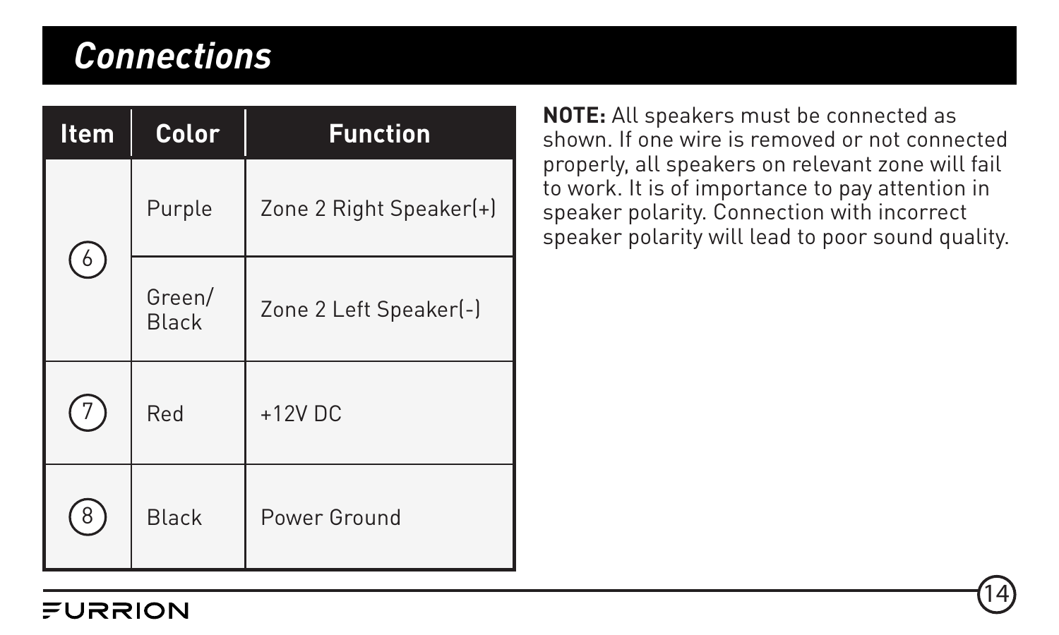# Connections

| Item | Color | Function |
| --- | --- | --- |
| 6 | Purple | Zone 2 Right Speaker(+) |
|  | Green/ Black | Zone 2 Left Speaker(-) |
| 7 | Red | +12V DC |
| 8 | Black | Power Ground |

**NOTE:** All speakers must be connected as shown. If one wire is removed or not connected properly, all speakers on relevant zone will fail to work. It is of importance to pay attention in speaker polarity. Connection with incorrect speaker polarity will lead to poor sound quality.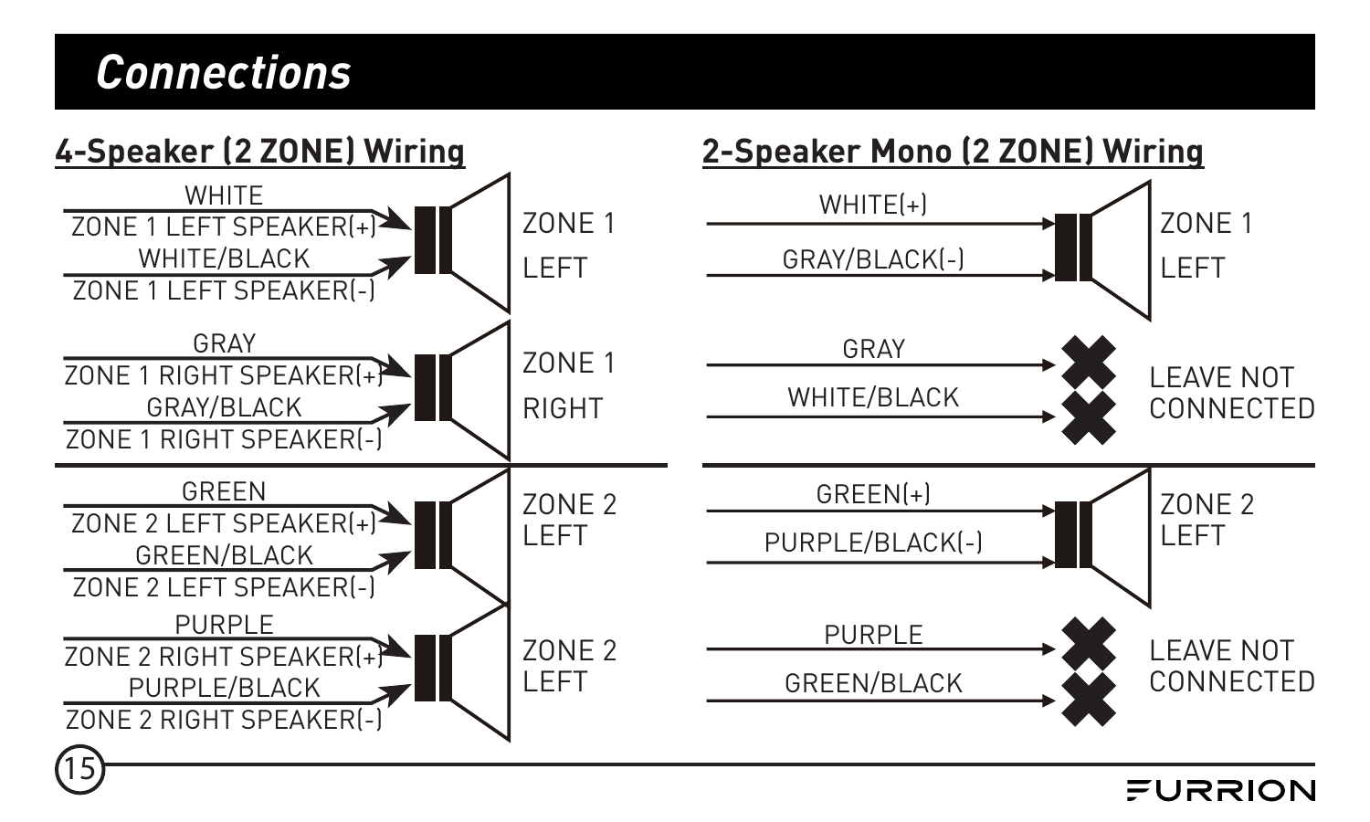# Connections

## 4-Speaker (2 ZONE) Wiring

WHITE
ZONE 1 LEFT SPEAKER(+)
WHITE/BLACK
ZONE 1 LEFT SPEAKER(-)

ZONE 1 LEFT

GRAY
ZONE 1 RIGHT SPEAKER(+)
GRAY/BLACK
ZONE 1 RIGHT SPEAKER(-)

ZONE 1 RIGHT

GREEN
ZONE 2 LEFT SPEAKER(+)
GREEN/BLACK
ZONE 2 LEFT SPEAKER(-)

ZONE 2 LEFT

PURPLE
ZONE 2 RIGHT SPEAKER(+)
PURPLE/BLACK
ZONE 2 RIGHT SPEAKER(-)

ZONE 2 LEFT

## 2-Speaker Mono (2 ZONE) Wiring

WHITE(+)
GRAY/BLACK(-)

ZONE 1 LEFT

GRAY
WHITE/BLACK

LEAVE NOT CONNECTED

GREEN(+)
PURPLE/BLACK(-)

ZONE 2 LEFT

PURPLE
GREEN/BLACK

LEAVE NOT CONNECTED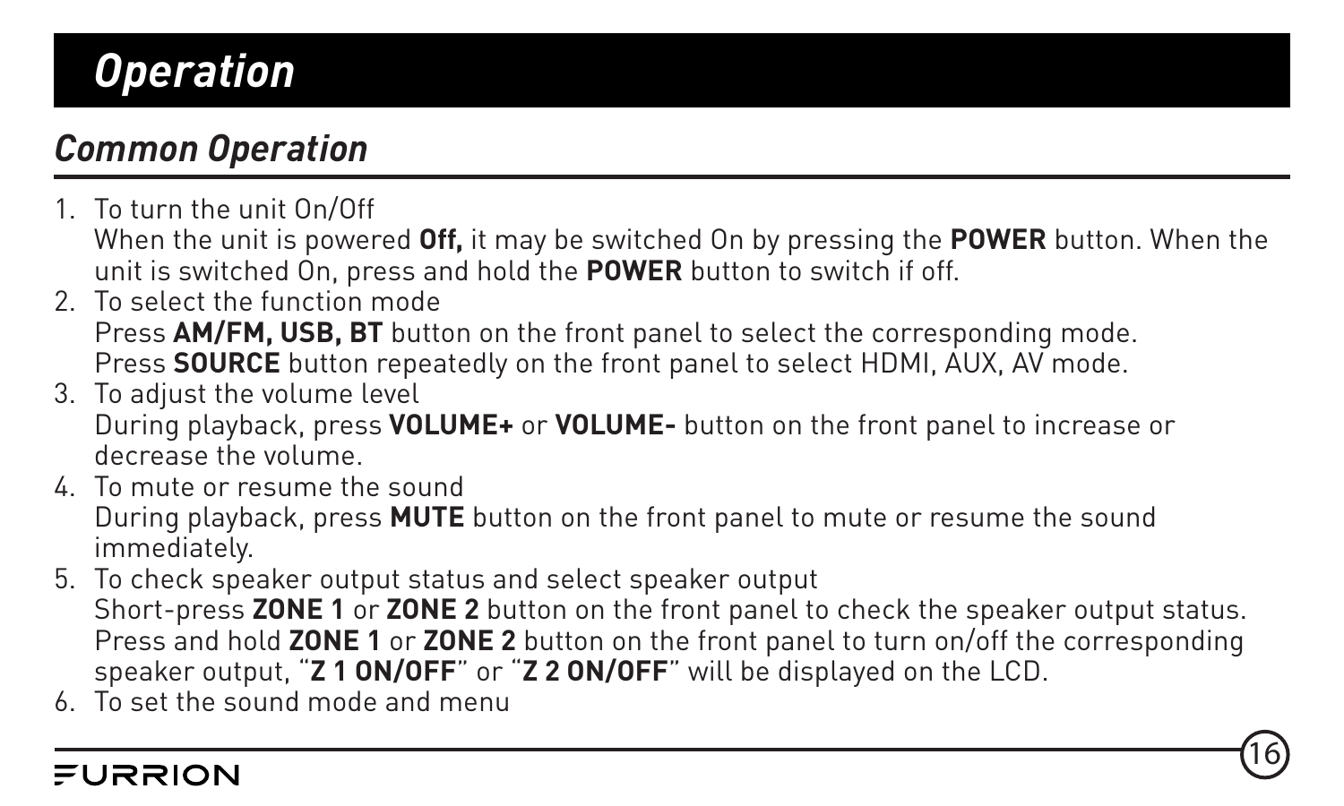# Operation

## Common Operation

1. To turn the unit On/Off
   When the unit is powered **Off,** it may be switched On by pressing the **POWER** button. When the unit is switched On, press and hold the **POWER** button to switch if off.
2. To select the function mode
   Press **AM/FM, USB, BT** button on the front panel to select the corresponding mode.
   Press **SOURCE** button repeatedly on the front panel to select HDMI, AUX, AV mode.
3. To adjust the volume level
   During playback, press **VOLUME+** or **VOLUME-** button on the front panel to increase or decrease the volume.
4. To mute or resume the sound
   During playback, press **MUTE** button on the front panel to mute or resume the sound immediately.
5. To check speaker output status and select speaker output
   Short-press **ZONE 1** or **ZONE 2** button on the front panel to check the speaker output status.
   Press and hold **ZONE 1** or **ZONE 2** button on the front panel to turn on/off the corresponding speaker output, "**Z 1 ON/OFF**" or "**Z 2 ON/OFF**" will be displayed on the LCD.
6. To set the sound mode and menu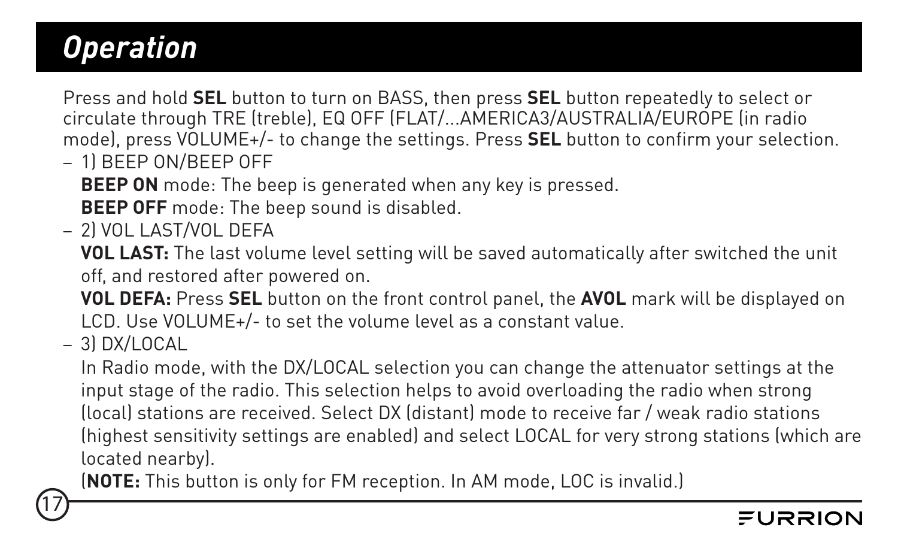# Operation

Press and hold **SEL** button to turn on BASS, then press **SEL** button repeatedly to select or circulate through TRE (treble), EQ OFF (FLAT/...AMERICA3/AUSTRALIA/EUROPE (in radio mode), press VOLUME+/- to change the settings. Press **SEL** button to confirm your selection.

- 1) BEEP ON/BEEP OFF

  **BEEP ON** mode: The beep is generated when any key is pressed.

  **BEEP OFF** mode: The beep sound is disabled.

- 2) VOL LAST/VOL DEFA

  **VOL LAST:** The last volume level setting will be saved automatically after switched the unit off, and restored after powered on.

  **VOL DEFA:** Press **SEL** button on the front control panel, the **AVOL** mark will be displayed on LCD. Use VOLUME+/- to set the volume level as a constant value.

- 3) DX/LOCAL

  In Radio mode, with the DX/LOCAL selection you can change the attenuator settings at the input stage of the radio. This selection helps to avoid overloading the radio when strong (local) stations are received. Select DX (distant) mode to receive far / weak radio stations (highest sensitivity settings are enabled) and select LOCAL for very strong stations (which are located nearby).

  (**NOTE:** This button is only for FM reception. In AM mode, LOC is invalid.)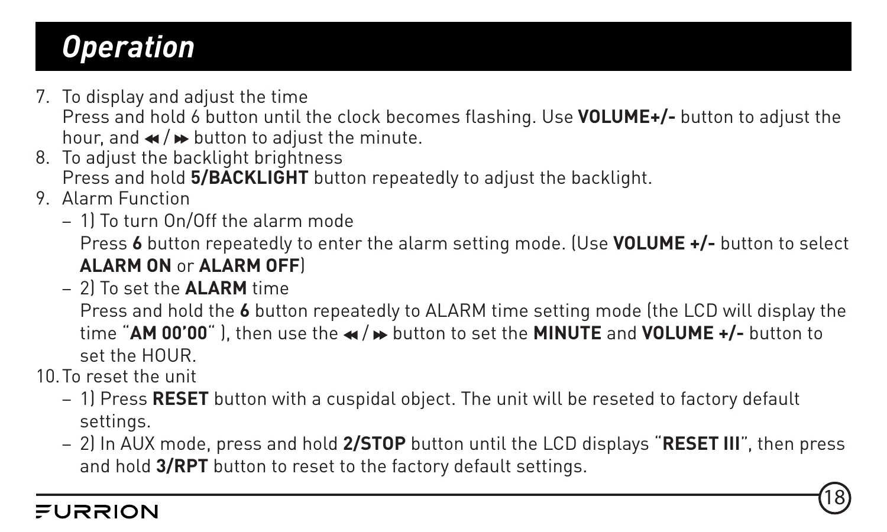# Operation

7. To display and adjust the time
   Press and hold 6 button until the clock becomes flashing. Use **VOLUME+/-** button to adjust the hour, and ◂◂ / ▸▸ button to adjust the minute.
8. To adjust the backlight brightness
   Press and hold **5/BACKLIGHT** button repeatedly to adjust the backlight.
9. Alarm Function
   - 1) To turn On/Off the alarm mode
     Press **6** button repeatedly to enter the alarm setting mode. (Use **VOLUME +/-** button to select **ALARM ON** or **ALARM OFF**)
   - 2) To set the **ALARM** time
     Press and hold the **6** button repeatedly to ALARM time setting mode (the LCD will display the time "**AM 00'00**" ), then use the ◂◂ / ▸▸ button to set the **MINUTE** and **VOLUME +/-** button to set the HOUR.
10. To reset the unit
    - 1) Press **RESET** button with a cuspidal object. The unit will be reseted to factory default settings.
    - 2) In AUX mode, press and hold **2/STOP** button until the LCD displays "**RESET III**", then press and hold **3/RPT** button to reset to the factory default settings.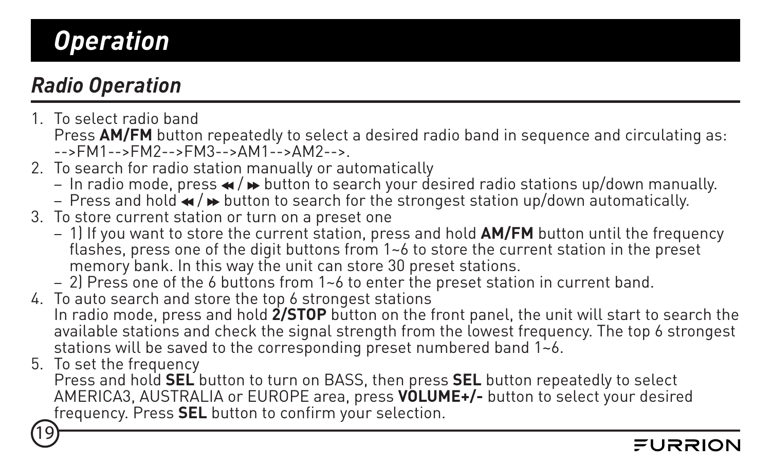# Operation

## Radio Operation

1. To select radio band
   Press **AM/FM** button repeatedly to select a desired radio band in sequence and circulating as: -->FM1-->FM2-->FM3-->AM1-->AM2-->.
2. To search for radio station manually or automatically
   - In radio mode, press ◄◄ / ►► button to search your desired radio stations up/down manually.
   - Press and hold ◄◄ / ►► button to search for the strongest station up/down automatically.
3. To store current station or turn on a preset one
   - 1) If you want to store the current station, press and hold **AM/FM** button until the frequency flashes, press one of the digit buttons from 1~6 to store the current station in the preset memory bank. In this way the unit can store 30 preset stations.
   - 2) Press one of the 6 buttons from 1~6 to enter the preset station in current band.
4. To auto search and store the top 6 strongest stations
   In radio mode, press and hold **2/STOP** button on the front panel, the unit will start to search the available stations and check the signal strength from the lowest frequency. The top 6 strongest stations will be saved to the corresponding preset numbered band 1~6.
5. To set the frequency
   Press and hold **SEL** button to turn on BASS, then press **SEL** button repeatedly to select AMERICA3, AUSTRALIA or EUROPE area, press **VOLUME+/-** button to select your desired frequency. Press **SEL** button to confirm your selection.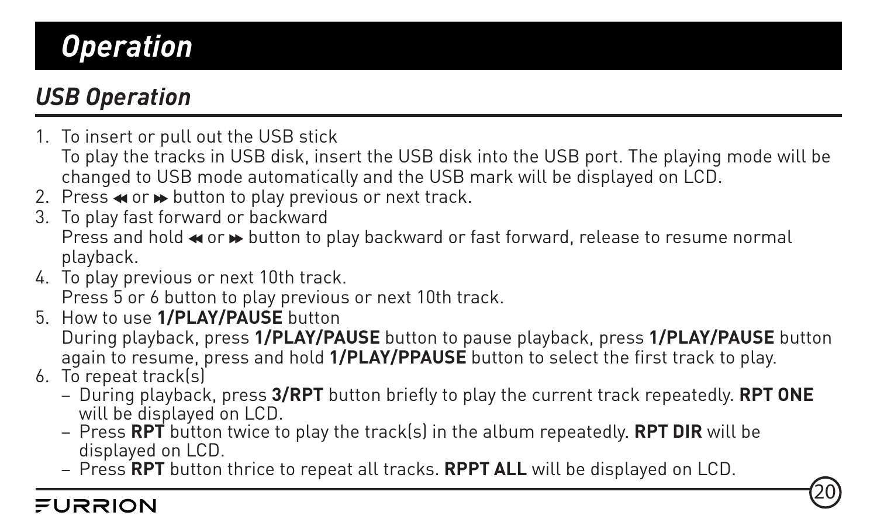# Operation

## USB Operation

1. To insert or pull out the USB stick
   To play the tracks in USB disk, insert the USB disk into the USB port. The playing mode will be changed to USB mode automatically and the USB mark will be displayed on LCD.
2. Press ◂◂ or ▸▸ button to play previous or next track.
3. To play fast forward or backward
   Press and hold ◂◂ or ▸▸ button to play backward or fast forward, release to resume normal playback.
4. To play previous or next 10th track.
   Press 5 or 6 button to play previous or next 10th track.
5. How to use **1/PLAY/PAUSE** button
   During playback, press **1/PLAY/PAUSE** button to pause playback, press **1/PLAY/PAUSE** button again to resume, press and hold **1/PLAY/PPAUSE** button to select the first track to play.
6. To repeat track(s)
   - During playback, press **3/RPT** button briefly to play the current track repeatedly. **RPT ONE** will be displayed on LCD.
   - Press **RPT** button twice to play the track(s) in the album repeatedly. **RPT DIR** will be displayed on LCD.
   - Press **RPT** button thrice to repeat all tracks. **RPPT ALL** will be displayed on LCD.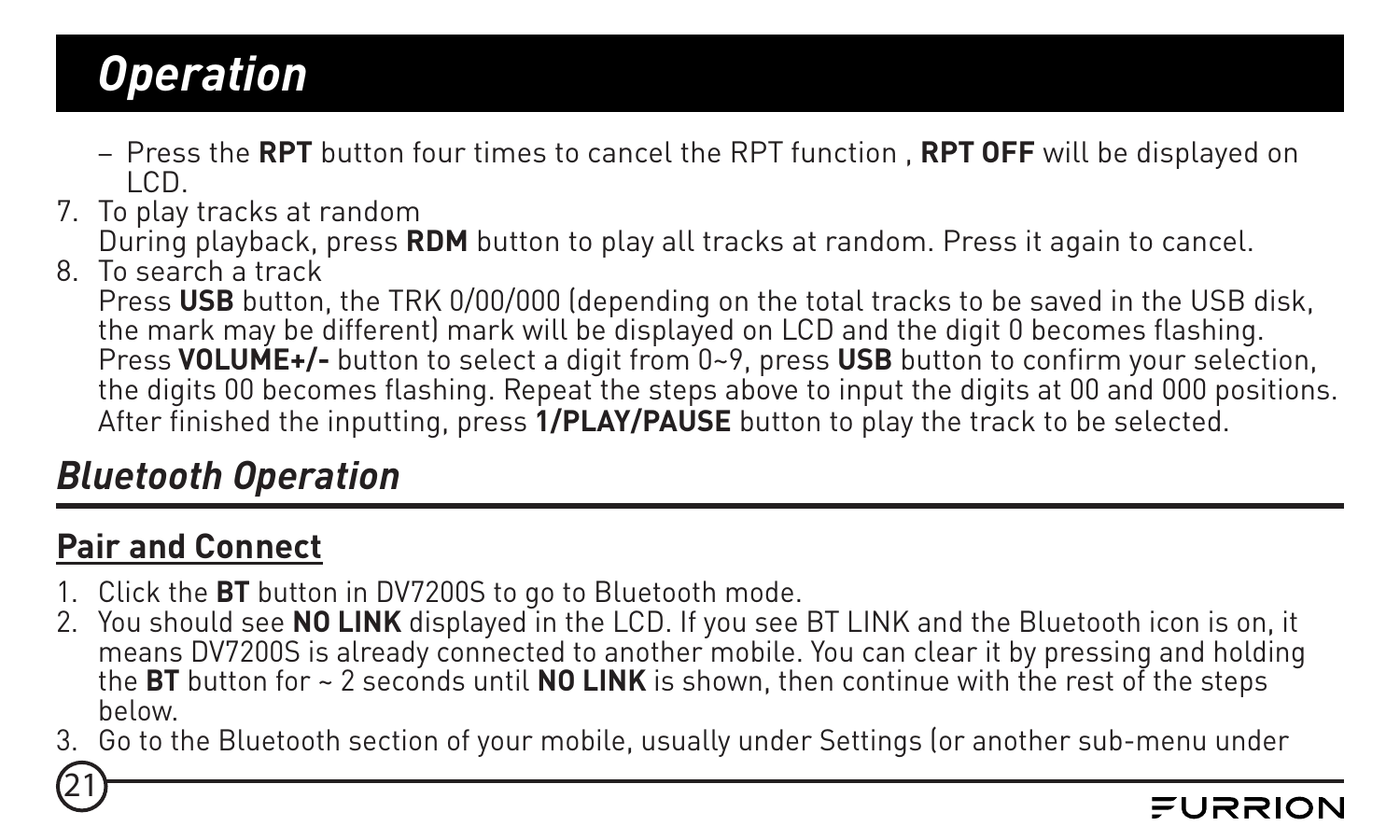# Operation

- Press the **RPT** button four times to cancel the RPT function , **RPT OFF** will be displayed on LCD.

7. To play tracks at random
   During playback, press **RDM** button to play all tracks at random. Press it again to cancel.
8. To search a track
   Press **USB** button, the TRK 0/00/000 (depending on the total tracks to be saved in the USB disk, the mark may be different) mark will be displayed on LCD and the digit 0 becomes flashing. Press **VOLUME+/-** button to select a digit from 0~9, press **USB** button to confirm your selection, the digits 00 becomes flashing. Repeat the steps above to input the digits at 00 and 000 positions. After finished the inputting, press **1/PLAY/PAUSE** button to play the track to be selected.

## Bluetooth Operation

### Pair and Connect

1. Click the **BT** button in DV7200S to go to Bluetooth mode.
2. You should see **NO LINK** displayed in the LCD. If you see BT LINK and the Bluetooth icon is on, it means DV7200S is already connected to another mobile. You can clear it by pressing and holding the **BT** button for ~ 2 seconds until **NO LINK** is shown, then continue with the rest of the steps below.
3. Go to the Bluetooth section of your mobile, usually under Settings (or another sub-menu under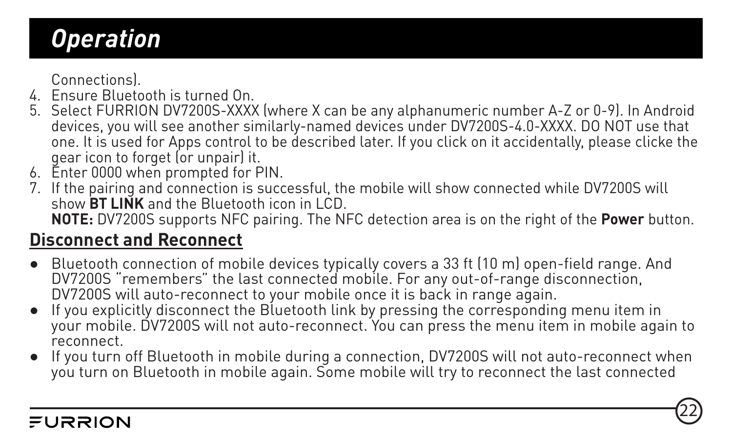# Operation

Connections).

4. Ensure Bluetooth is turned On.
5. Select FURRION DV7200S-XXXX (where X can be any alphanumeric number A-Z or 0-9). In Android devices, you will see another similarly-named devices under DV7200S-4.0-XXXX. DO NOT use that one. It is used for Apps control to be described later. If you click on it accidentally, please clicke the gear icon to forget (or unpair) it.
6. Enter 0000 when prompted for PIN.
7. If the pairing and connection is successful, the mobile will show connected while DV7200S will show **BT LINK** and the Bluetooth icon in LCD.
   **NOTE:** DV7200S supports NFC pairing. The NFC detection area is on the right of the **Power** button.

## Disconnect and Reconnect

- Bluetooth connection of mobile devices typically covers a 33 ft (10 m) open-field range. And DV7200S "remembers" the last connected mobile. For any out-of-range disconnection, DV7200S will auto-reconnect to your mobile once it is back in range again.
- If you explicitly disconnect the Bluetooth link by pressing the corresponding menu item in your mobile. DV7200S will not auto-reconnect. You can press the menu item in mobile again to reconnect.
- If you turn off Bluetooth in mobile during a connection, DV7200S will not auto-reconnect when you turn on Bluetooth in mobile again. Some mobile will try to reconnect the last connected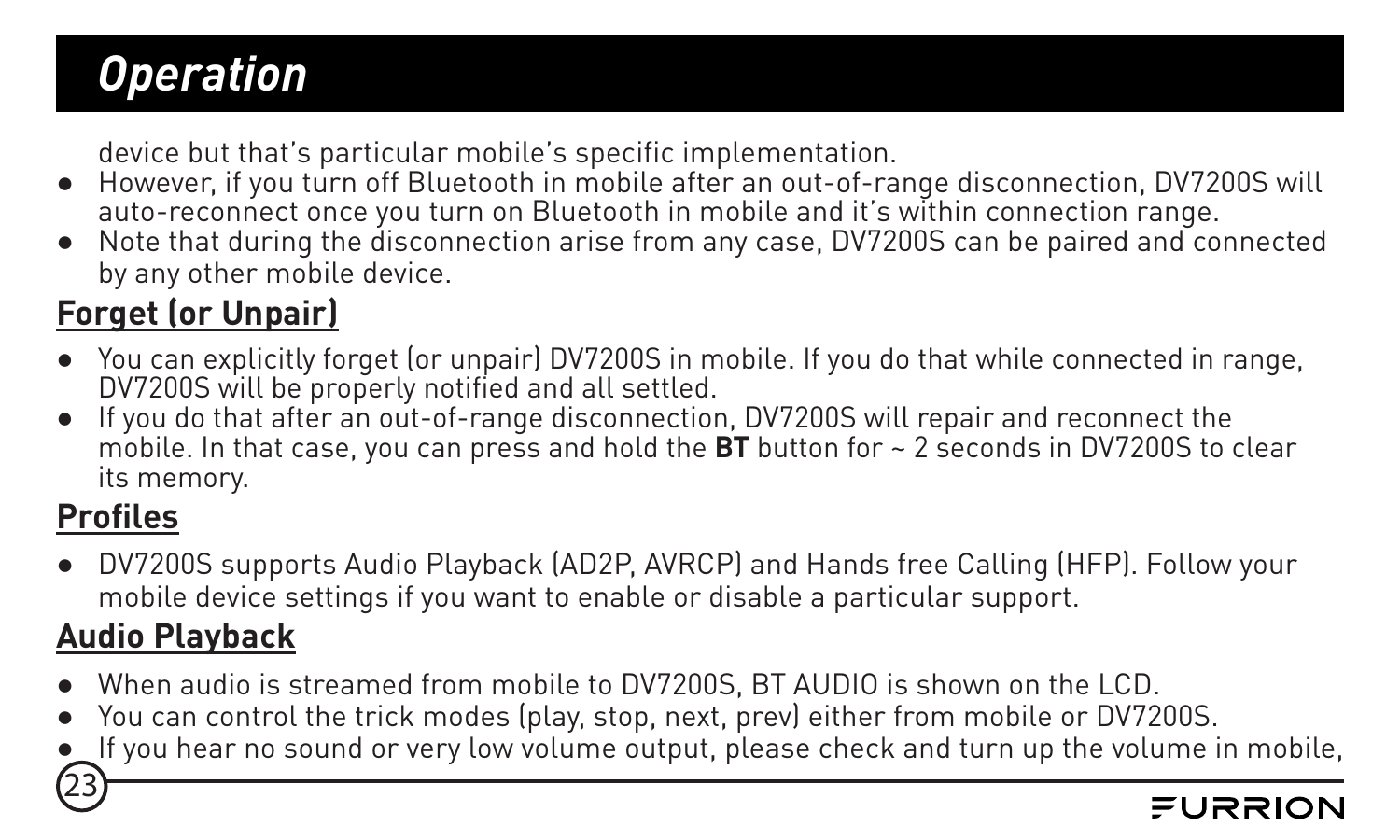device but that's particular mobile's specific implementation.

- However, if you turn off Bluetooth in mobile after an out-of-range disconnection, DV7200S will auto-reconnect once you turn on Bluetooth in mobile and it's within connection range.
- Note that during the disconnection arise from any case, DV7200S can be paired and connected by any other mobile device.

## Forget (or Unpair)

- You can explicitly forget (or unpair) DV7200S in mobile. If you do that while connected in range, DV7200S will be properly notified and all settled.
- If you do that after an out-of-range disconnection, DV7200S will repair and reconnect the mobile. In that case, you can press and hold the **BT** button for ~ 2 seconds in DV7200S to clear its memory.

## Profiles

- DV7200S supports Audio Playback (AD2P, AVRCP) and Hands free Calling (HFP). Follow your mobile device settings if you want to enable or disable a particular support.

## Audio Playback

- When audio is streamed from mobile to DV7200S, BT AUDIO is shown on the LCD.
- You can control the trick modes (play, stop, next, prev) either from mobile or DV7200S.
- If you hear no sound or very low volume output, please check and turn up the volume in mobile,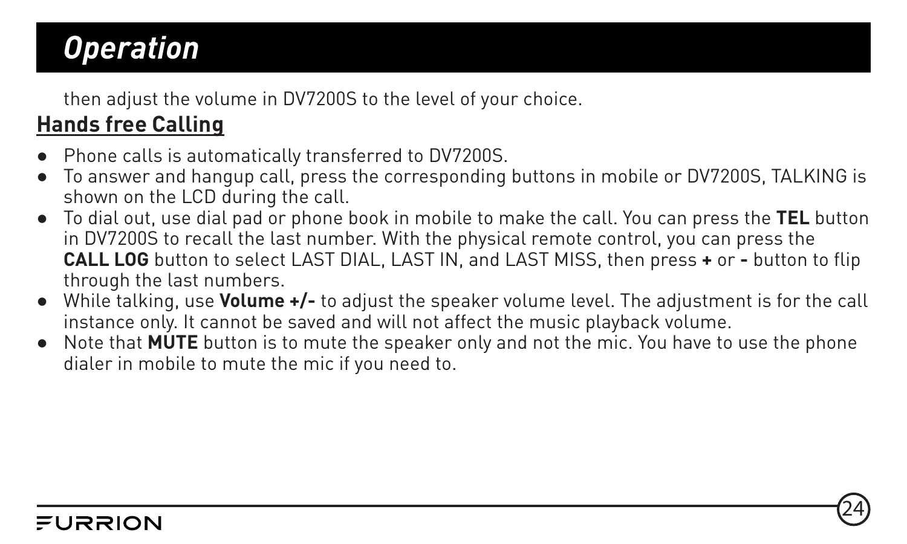# Operation

then adjust the volume in DV7200S to the level of your choice.

## Hands free Calling

- Phone calls is automatically transferred to DV7200S.
- To answer and hangup call, press the corresponding buttons in mobile or DV7200S, TALKING is shown on the LCD during the call.
- To dial out, use dial pad or phone book in mobile to make the call. You can press the **TEL** button in DV7200S to recall the last number. With the physical remote control, you can press the **CALL LOG** button to select LAST DIAL, LAST IN, and LAST MISS, then press **+** or **-** button to flip through the last numbers.
- While talking, use **Volume +/-** to adjust the speaker volume level. The adjustment is for the call instance only. It cannot be saved and will not affect the music playback volume.
- Note that **MUTE** button is to mute the speaker only and not the mic. You have to use the phone dialer in mobile to mute the mic if you need to.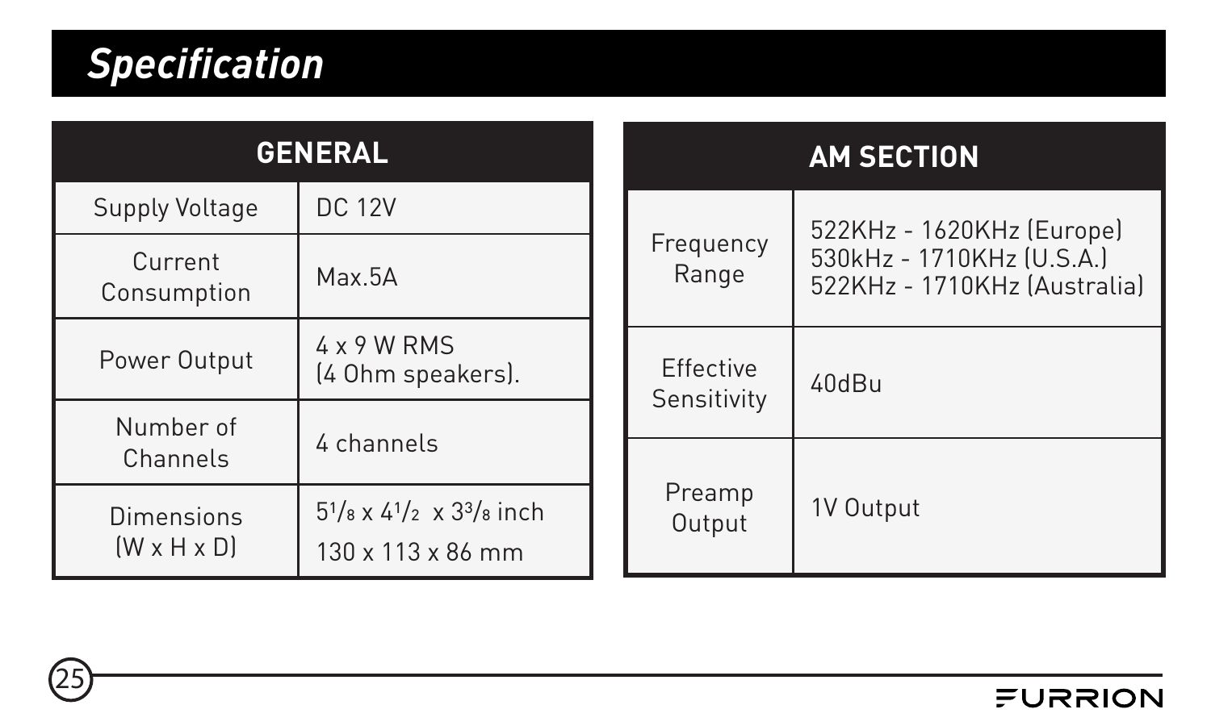# *Specification*

| GENERAL | |
|---|---|
| Supply Voltage | DC 12V |
| Current Consumption | Max.5A |
| Power Output | 4 x 9 W RMS (4 Ohm speakers). |
| Number of Channels | 4 channels |
| Dimensions (W x H x D) | 5 1/8 x 4 1/2 x 3 3/8 inch<br>130 x 113 x 86 mm |

| AM SECTION | |
|---|---|
| Frequency Range | 522KHz - 1620KHz (Europe)<br>530kHz - 1710KHz (U.S.A.)<br>522KHz - 1710KHz (Australia) |
| Effective Sensitivity | 40dBu |
| Preamp Output | 1V Output |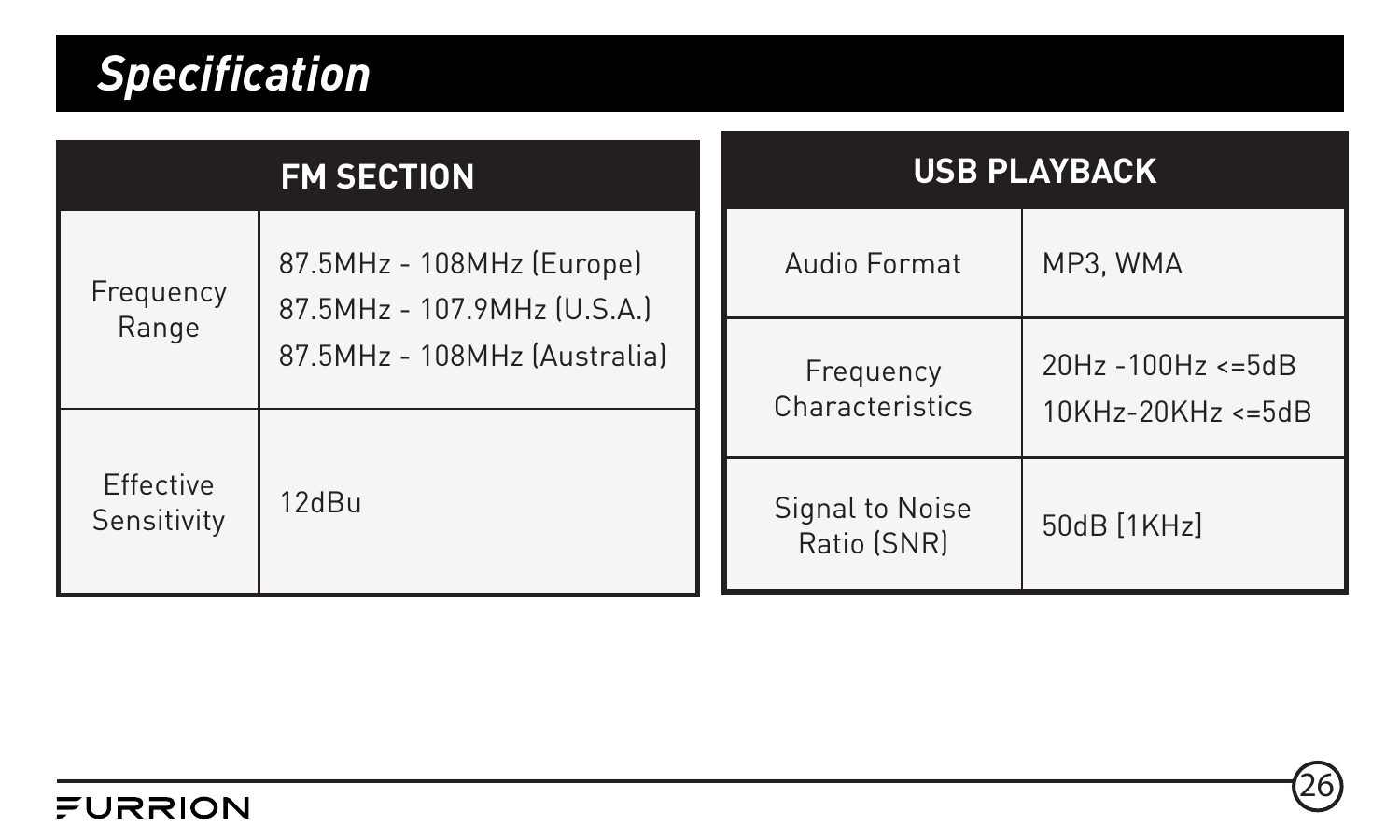# Specification

| FM SECTION | |
|---|---|
| Frequency Range | 87.5MHz - 108MHz (Europe)<br>87.5MHz - 107.9MHz (U.S.A.)<br>87.5MHz - 108MHz (Australia) |
| Effective Sensitivity | 12dBu |

| USB PLAYBACK | |
|---|---|
| Audio Format | MP3, WMA |
| Frequency Characteristics | 20Hz -100Hz <=5dB<br>10KHz-20KHz <=5dB |
| Signal to Noise Ratio (SNR) | 50dB [1KHz] |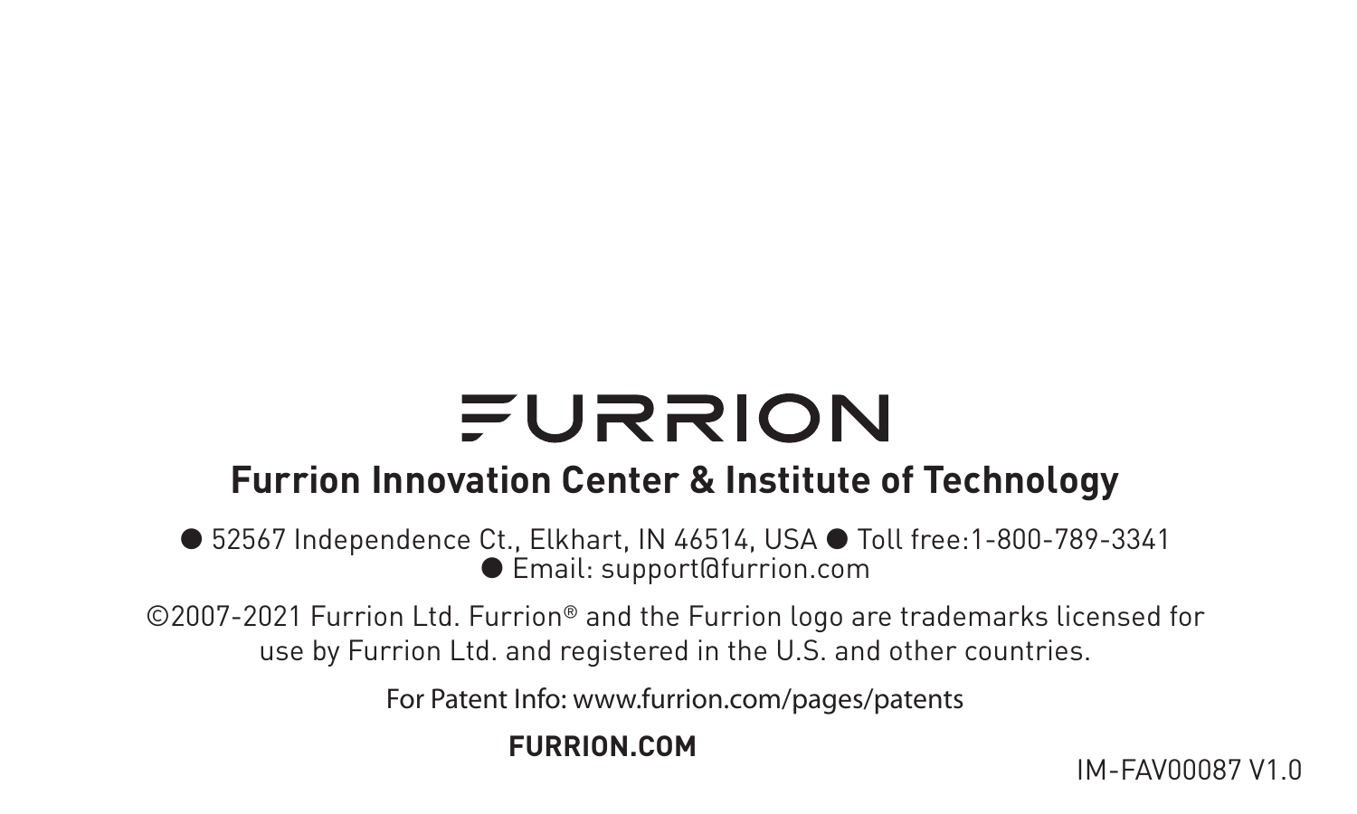# FURRION

## Furrion Innovation Center & Institute of Technology

● 52567 Independence Ct., Elkhart, IN 46514, USA ● Toll free:1-800-789-3341
● Email: support@furrion.com

©2007-2021 Furrion Ltd. Furrion® and the Furrion logo are trademarks licensed for use by Furrion Ltd. and registered in the U.S. and other countries.

For Patent Info: www.furrion.com/pages/patents

**FURRION.COM**

IM-FAV00087 V1.0